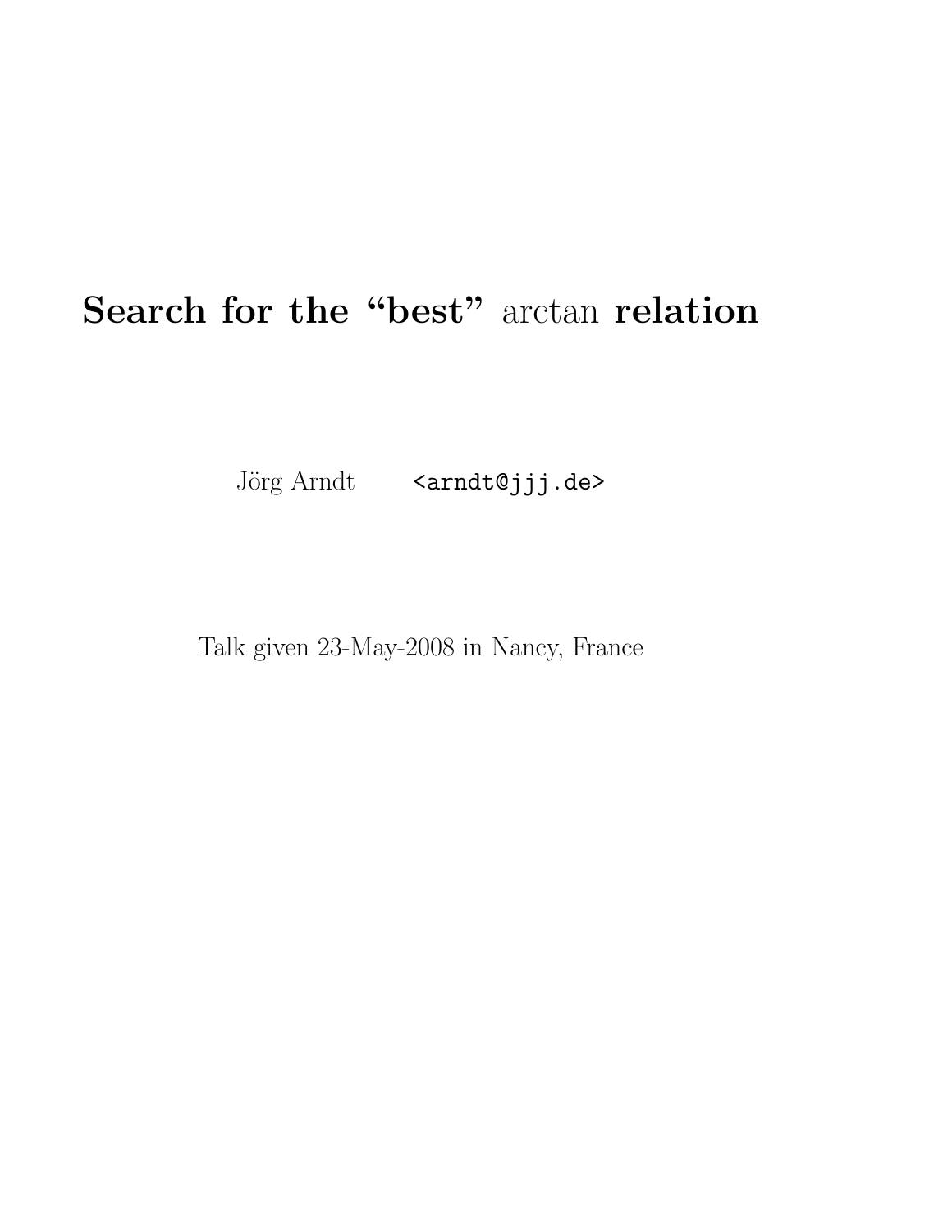# Search for the “best” arctan relation

Jörg Arndt `<arndt@jjj.de>`

Talk given 23-May-2008 in Nancy, France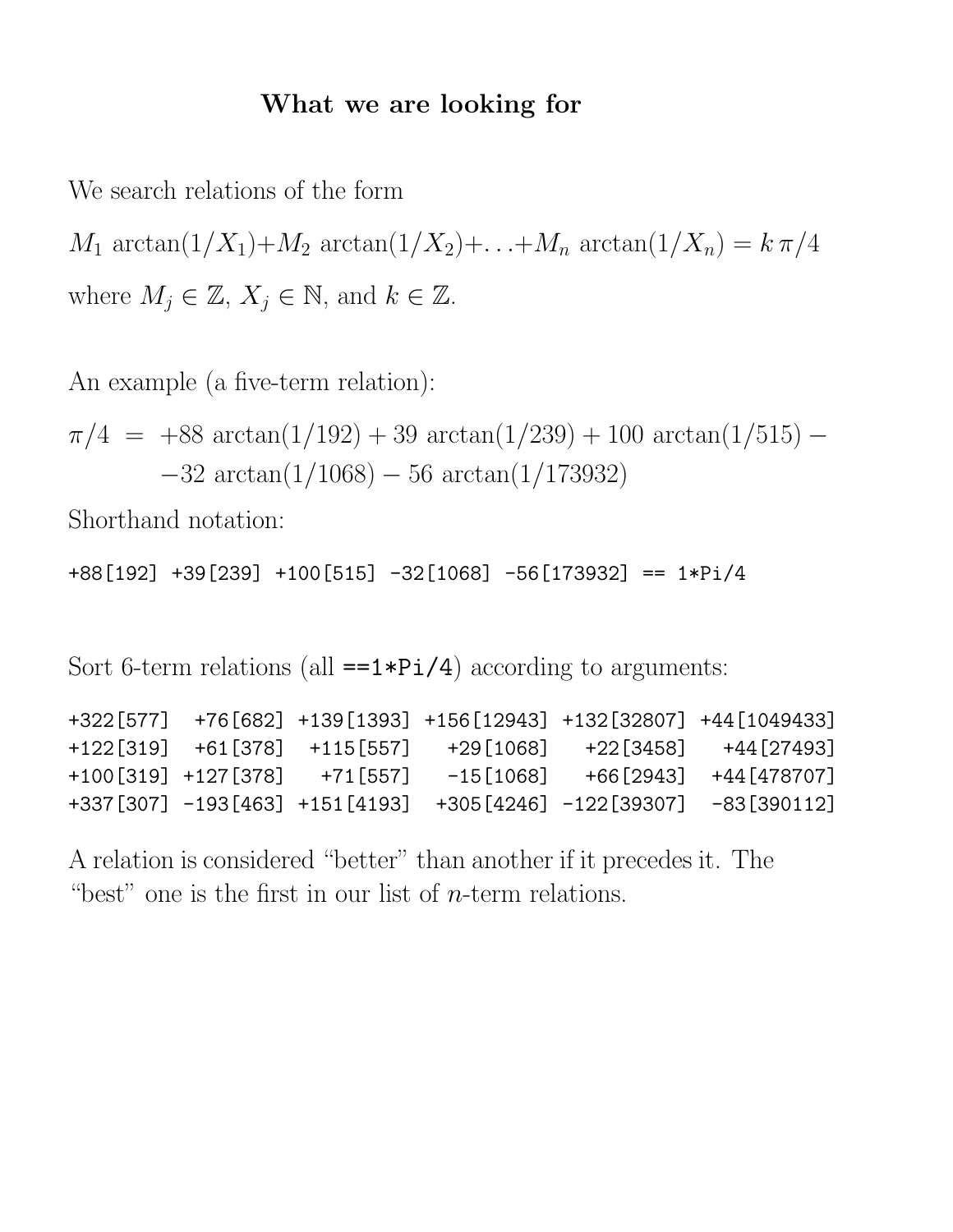## What we are looking for

We search relations of the form

$M_1 \arctan(1/X_1) + M_2 \arctan(1/X_2) + \ldots + M_n \arctan(1/X_n) = k\,\pi/4$

where $M_j \in \mathbb{Z}$, $X_j \in \mathbb{N}$, and $k \in \mathbb{Z}$.

An example (a five-term relation):

$$\pi/4 = +88 \arctan(1/192) + 39 \arctan(1/239) + 100 \arctan(1/515) - \\ -32 \arctan(1/1068) - 56 \arctan(1/173932)$$

Shorthand notation:

```
+88[192] +39[239] +100[515] -32[1068] -56[173932] == 1*Pi/4
```

Sort 6-term relations (all `==1*Pi/4`) according to arguments:

```
+322[577]   +76[682] +139[1393] +156[12943] +132[32807] +44[1049433]
+122[319]   +61[378]  +115[557]    +29[1068]    +22[3458]    +44[27493]
+100[319] +127[378]    +71[557]    -15[1068]    +66[2943]   +44[478707]
+337[307] -193[463] +151[4193]  +305[4246] -122[39307]  -83[390112]
```

A relation is considered "better" than another if it precedes it. The "best" one is the first in our list of $n$-term relations.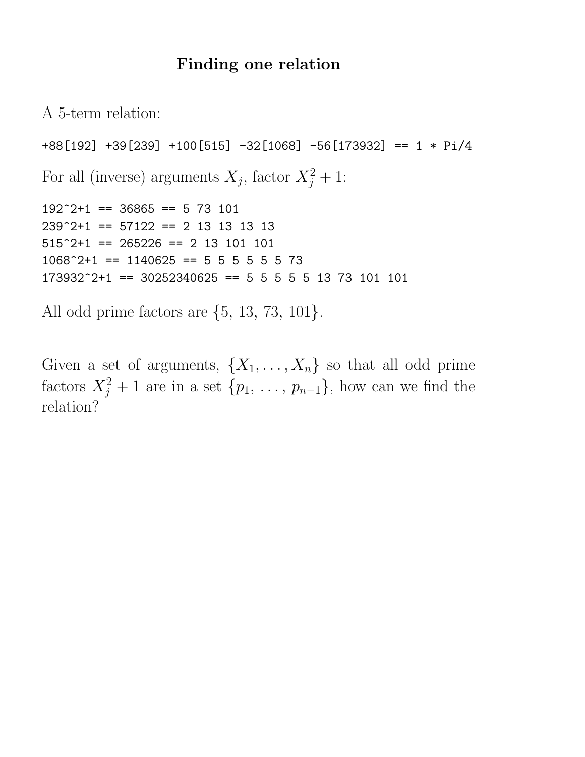# Finding one relation

A 5-term relation:

```
+88[192] +39[239] +100[515] -32[1068] -56[173932] == 1 * Pi/4
```

For all (inverse) arguments $X_j$, factor $X_j^2 + 1$:

```
192^2+1 == 36865 == 5 73 101
239^2+1 == 57122 == 2 13 13 13 13
515^2+1 == 265226 == 2 13 101 101
1068^2+1 == 1140625 == 5 5 5 5 5 5 73
173932^2+1 == 30252340625 == 5 5 5 5 5 13 73 101 101
```

All odd prime factors are $\{5, 13, 73, 101\}$.

Given a set of arguments, $\{X_1, \ldots, X_n\}$ so that all odd prime factors $X_j^2 + 1$ are in a set $\{p_1, \ldots, p_{n-1}\}$, how can we find the relation?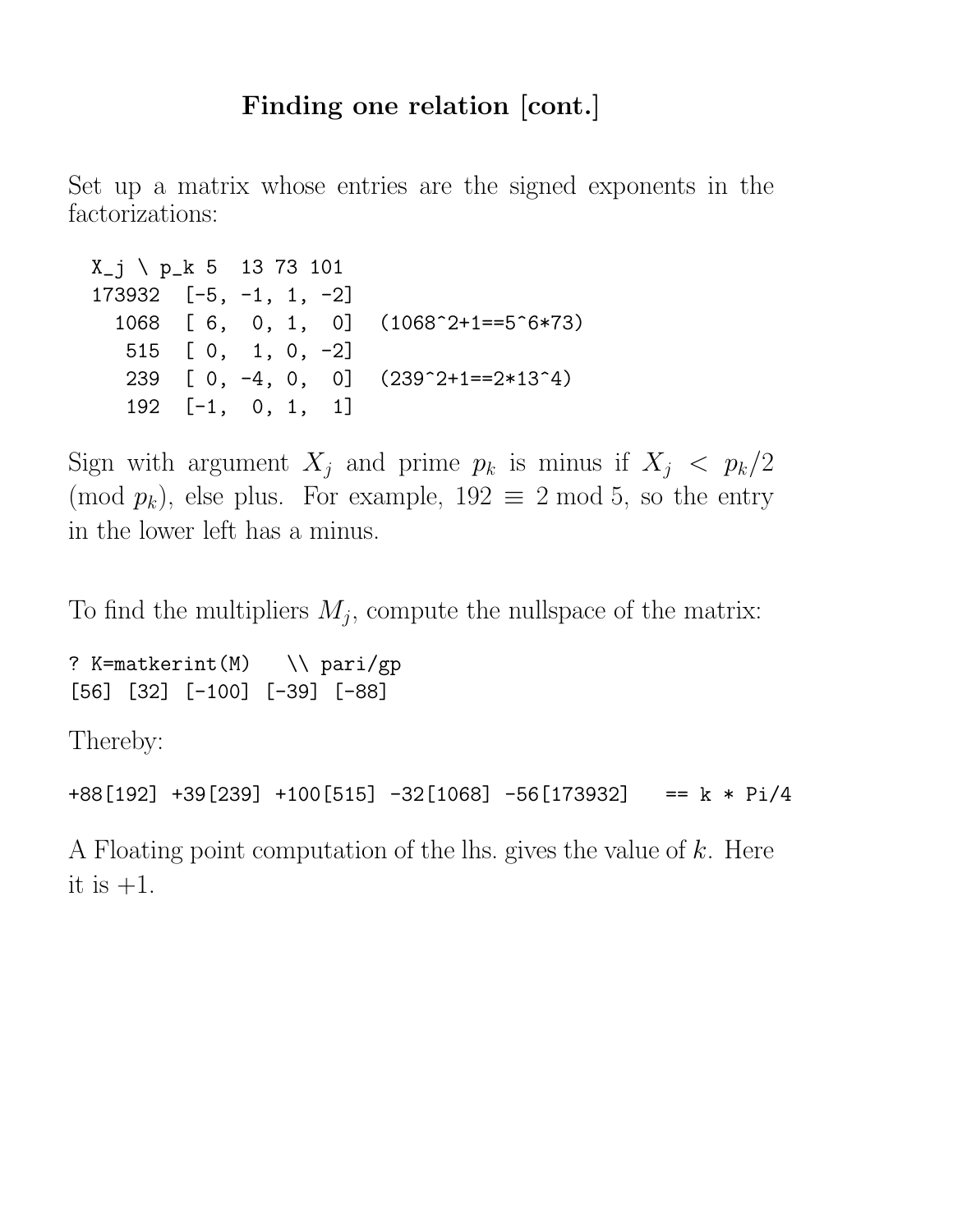## Finding one relation [cont.]

Set up a matrix whose entries are the signed exponents in the factorizations:

```
X_j \ p_k 5  13 73 101
173932  [-5, -1, 1, -2]
  1068  [ 6,  0, 1,  0]  (1068^2+1==5^6*73)
   515  [ 0,  1, 0, -2]
   239  [ 0, -4, 0,  0]  (239^2+1==2*13^4)
   192  [-1,  0, 1,  1]
```

Sign with argument $X_j$ and prime $p_k$ is minus if $X_j < p_k/2 \pmod{p_k}$, else plus. For example, $192 \equiv 2 \bmod 5$, so the entry in the lower left has a minus.

To find the multipliers $M_j$, compute the nullspace of the matrix:

```
? K=matkerint(M)   \\ pari/gp
[56] [32] [-100] [-39] [-88]
```

Thereby:

```
+88[192] +39[239] +100[515] -32[1068] -56[173932]   == k * Pi/4
```

A Floating point computation of the lhs. gives the value of $k$. Here it is $+1$.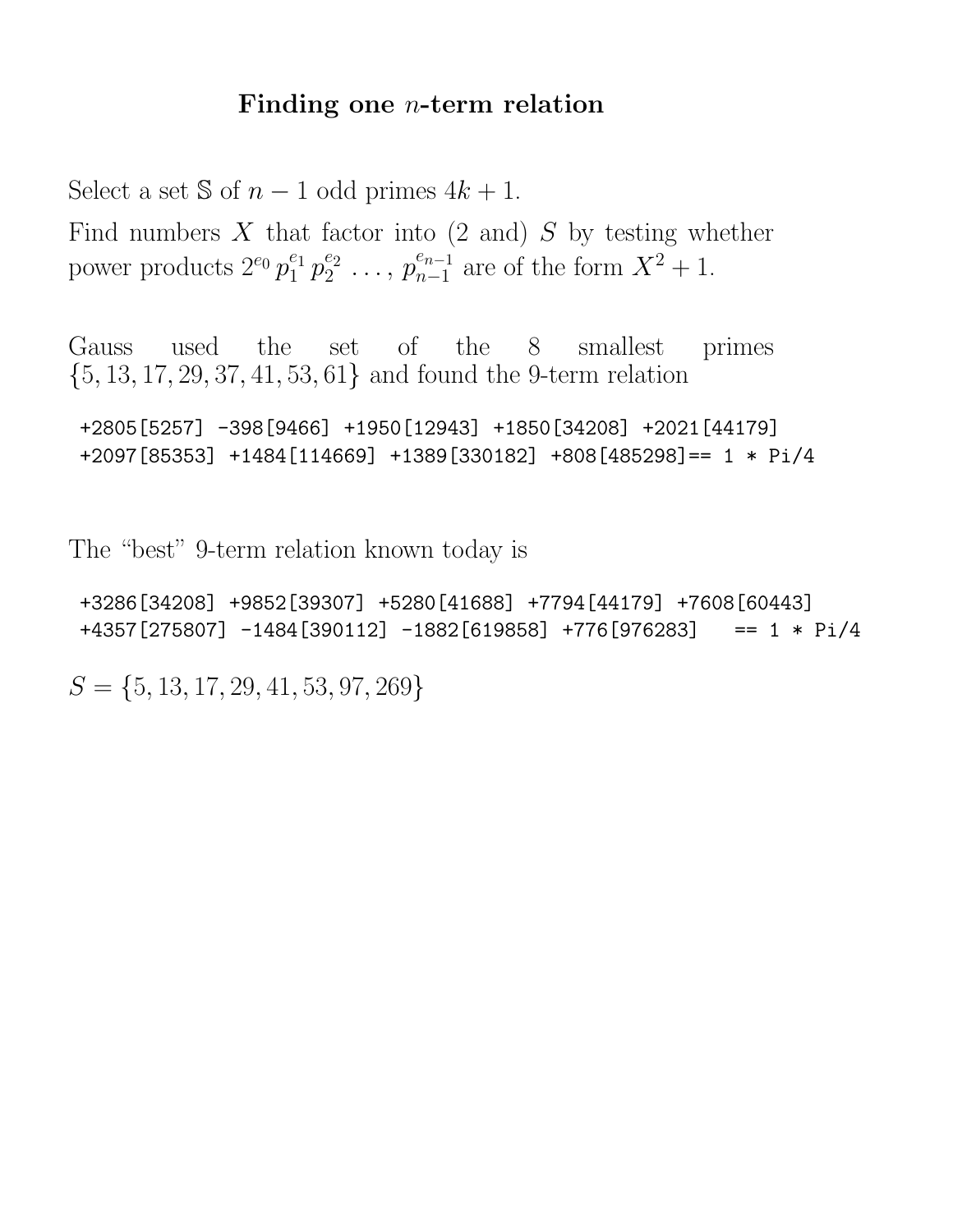# Finding one $n$-term relation

Select a set $\mathbb{S}$ of $n-1$ odd primes $4k+1$.

Find numbers $X$ that factor into (2 and) $S$ by testing whether power products $2^{e_0}\, p_1^{e_1}\, p_2^{e_2}\, \ldots,\, p_{n-1}^{e_{n-1}}$ are of the form $X^2+1$.

Gauss used the set of the 8 smallest primes $\{5, 13, 17, 29, 37, 41, 53, 61\}$ and found the 9-term relation

```
+2805[5257] -398[9466] +1950[12943] +1850[34208] +2021[44179]
+2097[85353] +1484[114669] +1389[330182] +808[485298]== 1 * Pi/4
```

The "best" 9-term relation known today is

```
+3286[34208] +9852[39307] +5280[41688] +7794[44179] +7608[60443]
+4357[275807] -1484[390112] -1882[619858] +776[976283]   == 1 * Pi/4
```

$S = \{5, 13, 17, 29, 41, 53, 97, 269\}$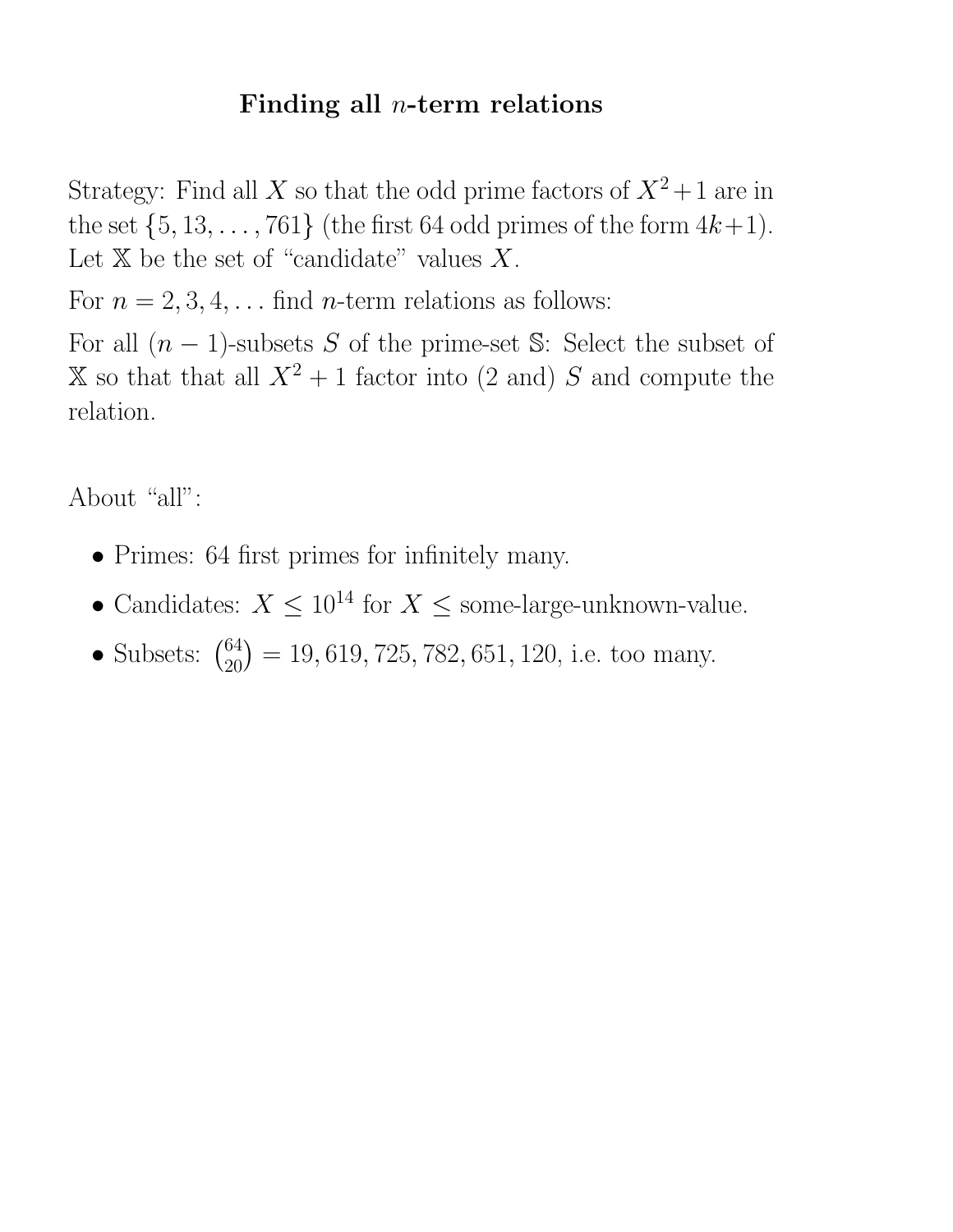# Finding all $n$-term relations

Strategy: Find all $X$ so that the odd prime factors of $X^2+1$ are in the set $\{5, 13, \ldots, 761\}$ (the first 64 odd primes of the form $4k+1$). Let $\mathbb{X}$ be the set of "candidate" values $X$.

For $n = 2, 3, 4, \ldots$ find $n$-term relations as follows:

For all $(n-1)$-subsets $S$ of the prime-set $\mathbb{S}$: Select the subset of $\mathbb{X}$ so that that all $X^2+1$ factor into (2 and) $S$ and compute the relation.

About "all":

- Primes: 64 first primes for infinitely many.
- Candidates: $X \leq 10^{14}$ for $X \leq$ some-large-unknown-value.
- Subsets: $\binom{64}{20} = 19,619,725,782,651,120$, i.e. too many.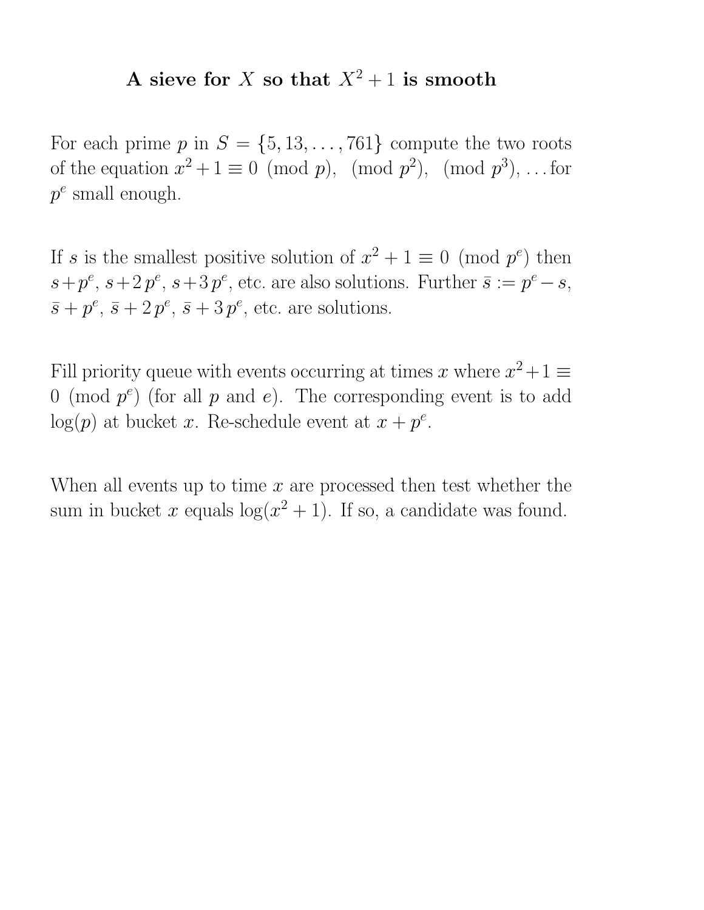# A sieve for $X$ so that $X^2 + 1$ is smooth

For each prime $p$ in $S = \{5, 13, \ldots, 761\}$ compute the two roots of the equation $x^2 + 1 \equiv 0 \pmod{p}$, $\pmod{p^2}$, $\pmod{p^3}$, … for $p^e$ small enough.

If $s$ is the smallest positive solution of $x^2 + 1 \equiv 0 \pmod{p^e}$ then $s + p^e$, $s + 2\,p^e$, $s + 3\,p^e$, etc. are also solutions. Further $\bar{s} := p^e - s$, $\bar{s} + p^e$, $\bar{s} + 2\,p^e$, $\bar{s} + 3\,p^e$, etc. are solutions.

Fill priority queue with events occurring at times $x$ where $x^2 + 1 \equiv 0 \pmod{p^e}$ (for all $p$ and $e$). The corresponding event is to add $\log(p)$ at bucket $x$. Re-schedule event at $x + p^e$.

When all events up to time $x$ are processed then test whether the sum in bucket $x$ equals $\log(x^2 + 1)$. If so, a candidate was found.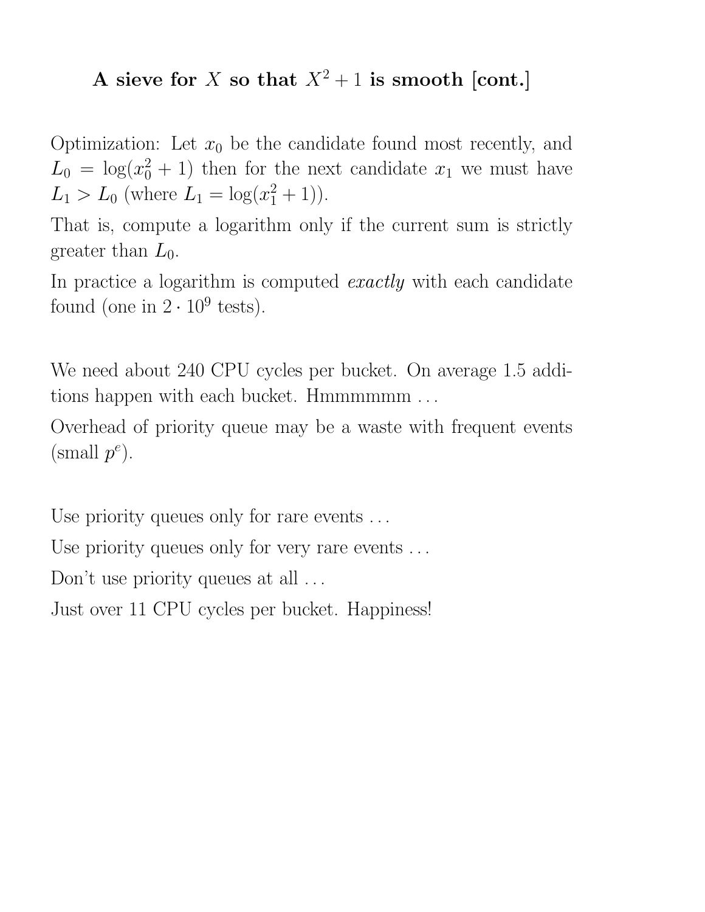## A sieve for $X$ so that $X^2 + 1$ is smooth [cont.]

Optimization: Let $x_0$ be the candidate found most recently, and $L_0 = \log(x_0^2 + 1)$ then for the next candidate $x_1$ we must have $L_1 > L_0$ (where $L_1 = \log(x_1^2 + 1)$).

That is, compute a logarithm only if the current sum is strictly greater than $L_0$.

In practice a logarithm is computed *exactly* with each candidate found (one in $2 \cdot 10^9$ tests).

We need about 240 CPU cycles per bucket. On average 1.5 additions happen with each bucket. Hmmmmmm ...

Overhead of priority queue may be a waste with frequent events (small $p^e$).

Use priority queues only for rare events ...

Use priority queues only for very rare events ...

Don't use priority queues at all ...

Just over 11 CPU cycles per bucket. Happiness!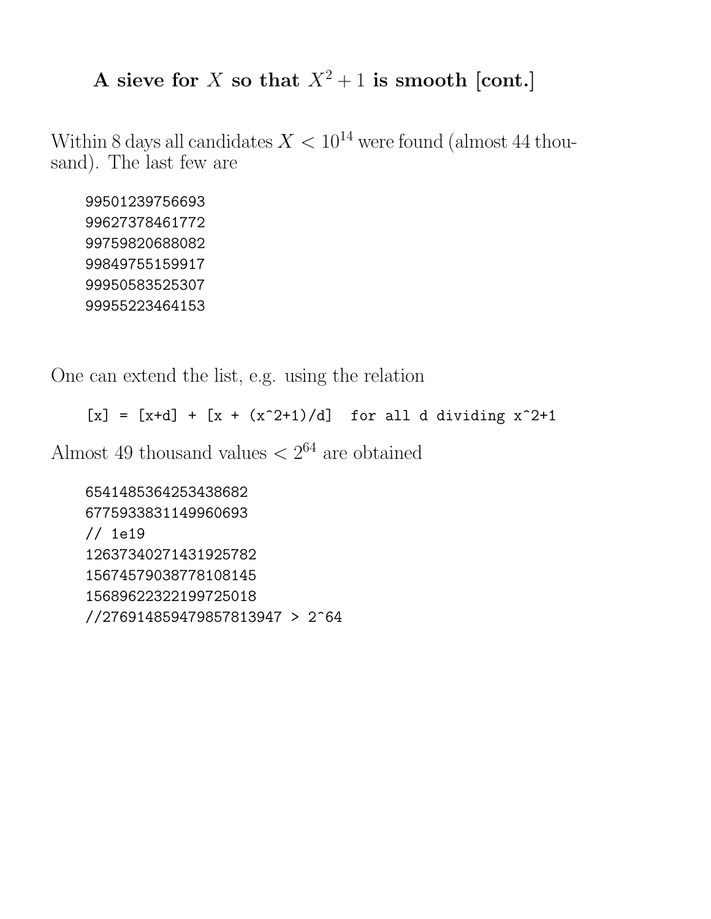# A sieve for $X$ so that $X^2+1$ is smooth [cont.]

Within 8 days all candidates $X < 10^{14}$ were found (almost 44 thousand). The last few are

```
99501239756693
99627378461772
99759820688082
99849755159917
99950583525307
99955223464153
```

One can extend the list, e.g. using the relation

```
[x] = [x+d] + [x + (x^2+1)/d]  for all d dividing x^2+1
```

Almost 49 thousand values $< 2^{64}$ are obtained

```
6541485364253438682
6775933831149960693
// 1e19
12637340271431925782
15674579038778108145
15689622322199725018
//27691485947985781394​7 > 2^64
```

# A sieve for $X$ so that $X^2+1$ is smooth [cont.]

Within 8 days all candidates $X < 10^{14}$ were found (almost 44 thousand). The last few are

```
99501239756693
99627378461772
99759820688082
99849755159917
99950583525307
99955223464153
```

One can extend the list, e.g. using the relation

```
[x] = [x+d] + [x + (x^2+1)/d]  for all d dividing x^2+1
```

Almost 49 thousand values $< 2^{64}$ are obtained

```
6541485364253438682
6775933831149960693
// 1e19
12637340271431925782
15674579038778108145
15689622322199725018
//27691485947985781394​7 > 2^64
```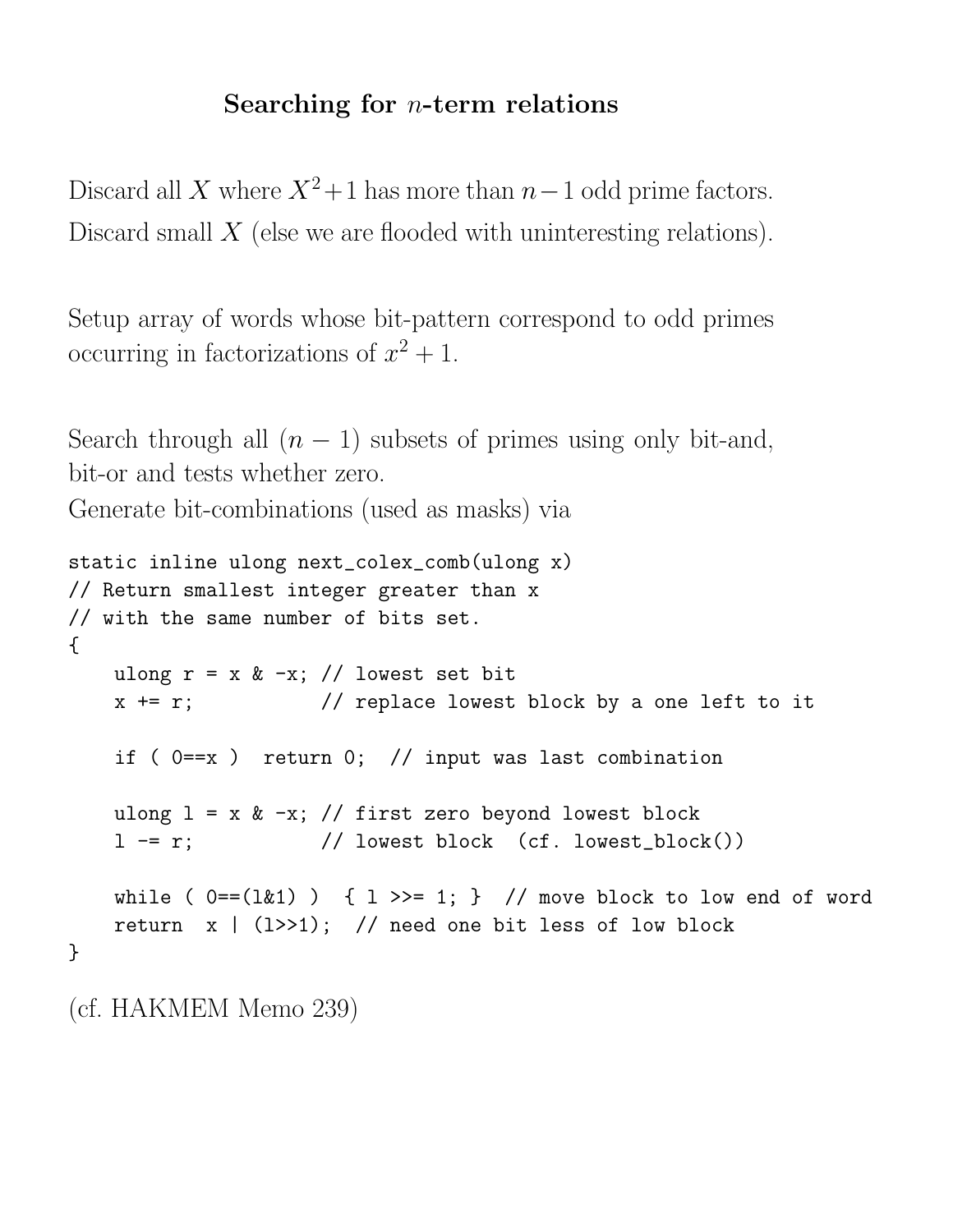## Searching for $n$-term relations

Discard all $X$ where $X^2+1$ has more than $n-1$ odd prime factors.
Discard small $X$ (else we are flooded with uninteresting relations).

Setup array of words whose bit-pattern correspond to odd primes occurring in factorizations of $x^2+1$.

Search through all $(n-1)$ subsets of primes using only bit-and, bit-or and tests whether zero.
Generate bit-combinations (used as masks) via

```
static inline ulong next_colex_comb(ulong x)
// Return smallest integer greater than x
// with the same number of bits set.
{
    ulong r = x & -x; // lowest set bit
    x += r;           // replace lowest block by a one left to it

    if ( 0==x )  return 0;  // input was last combination

    ulong l = x & -x; // first zero beyond lowest block
    l -= r;           // lowest block  (cf. lowest_block())

    while ( 0==(l&1) )  { l >>= 1; }  // move block to low end of word
    return  x | (l>>1);  // need one bit less of low block
}
```

(cf. HAKMEM Memo 239)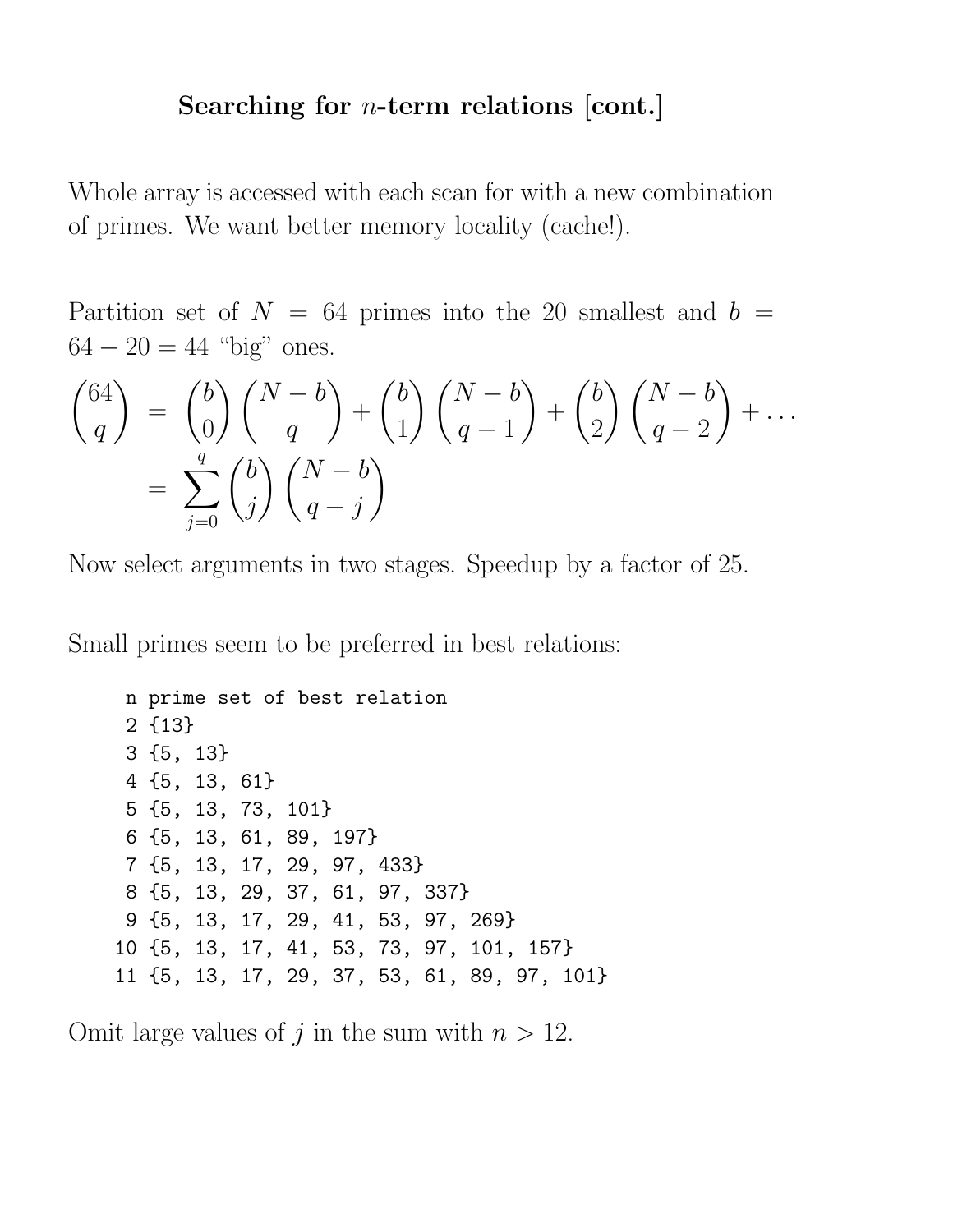## Searching for $n$-term relations [cont.]

Whole array is accessed with each scan for with a new combination of primes. We want better memory locality (cache!).

Partition set of $N = 64$ primes into the 20 smallest and $b = 64 - 20 = 44$ "big" ones.

$$
\begin{aligned}
\binom{64}{q} &= \binom{b}{0}\binom{N-b}{q} + \binom{b}{1}\binom{N-b}{q-1} + \binom{b}{2}\binom{N-b}{q-2} + \ldots \\
&= \sum_{j=0}^{q} \binom{b}{j}\binom{N-b}{q-j}
\end{aligned}
$$

Now select arguments in two stages. Speedup by a factor of 25.

Small primes seem to be preferred in best relations:

```
 n prime set of best relation
 2 {13}
 3 {5, 13}
 4 {5, 13, 61}
 5 {5, 13, 73, 101}
 6 {5, 13, 61, 89, 197}
 7 {5, 13, 17, 29, 97, 433}
 8 {5, 13, 29, 37, 61, 97, 337}
 9 {5, 13, 17, 29, 41, 53, 97, 269}
10 {5, 13, 17, 41, 53, 73, 97, 101, 157}
11 {5, 13, 17, 29, 37, 53, 61, 89, 97, 101}
```

Omit large values of $j$ in the sum with $n > 12$.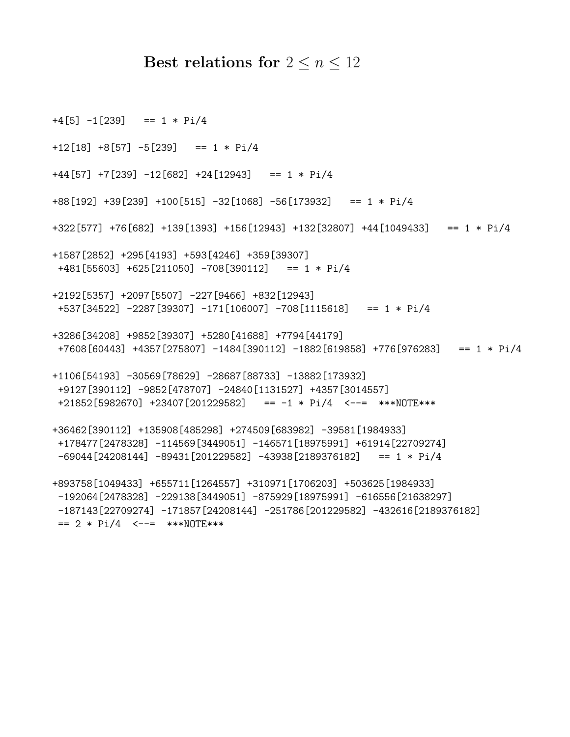## Best relations for $2 \leq n \leq 12$

```
+4[5] -1[239]   == 1 * Pi/4

+12[18] +8[57] -5[239]   == 1 * Pi/4

+44[57] +7[239] -12[682] +24[12943]   == 1 * Pi/4

+88[192] +39[239] +100[515] -32[1068] -56[173932]   == 1 * Pi/4

+322[577] +76[682] +139[1393] +156[12943] +132[32807] +44[1049433]   == 1 * Pi/4

+1587[2852] +295[4193] +593[4246] +359[39307]
 +481[55603] +625[211050] -708[390112]   == 1 * Pi/4

+2192[5357] +2097[5507] -227[9466] +832[12943]
 +537[34522] -2287[39307] -171[106007] -708[1115618]   == 1 * Pi/4

+3286[34208] +9852[39307] +5280[41688] +7794[44179]
 +7608[60443] +4357[275807] -1484[390112] -1882[619858] +776[976283]   == 1 * Pi/4

+1106[54193] -30569[78629] -28687[88733] -13882[173932]
 +9127[390112] -9852[478707] -24840[1131527] +4357[3014557]
 +21852[5982670] +23407[201229582]   == -1 * Pi/4  <--=  ***NOTE***

+36462[390112] +135908[485298] +274509[683982] -39581[1984933]
 +178477[2478328] -114569[3449051] -146571[18975991] +61914[22709274]
 -69044[24208144] -89431[201229582] -43938[2189376182]   == 1 * Pi/4

+893758[1049433] +655711[1264557] +310971[1706203] +503625[1984933]
 -192064[2478328] -229138[3449051] -875929[18975991] -616556[21638297]
 -187143[22709274] -171857[24208144] -251786[201229582] -432616[2189376182]
 == 2 * Pi/4  <--=  ***NOTE***
```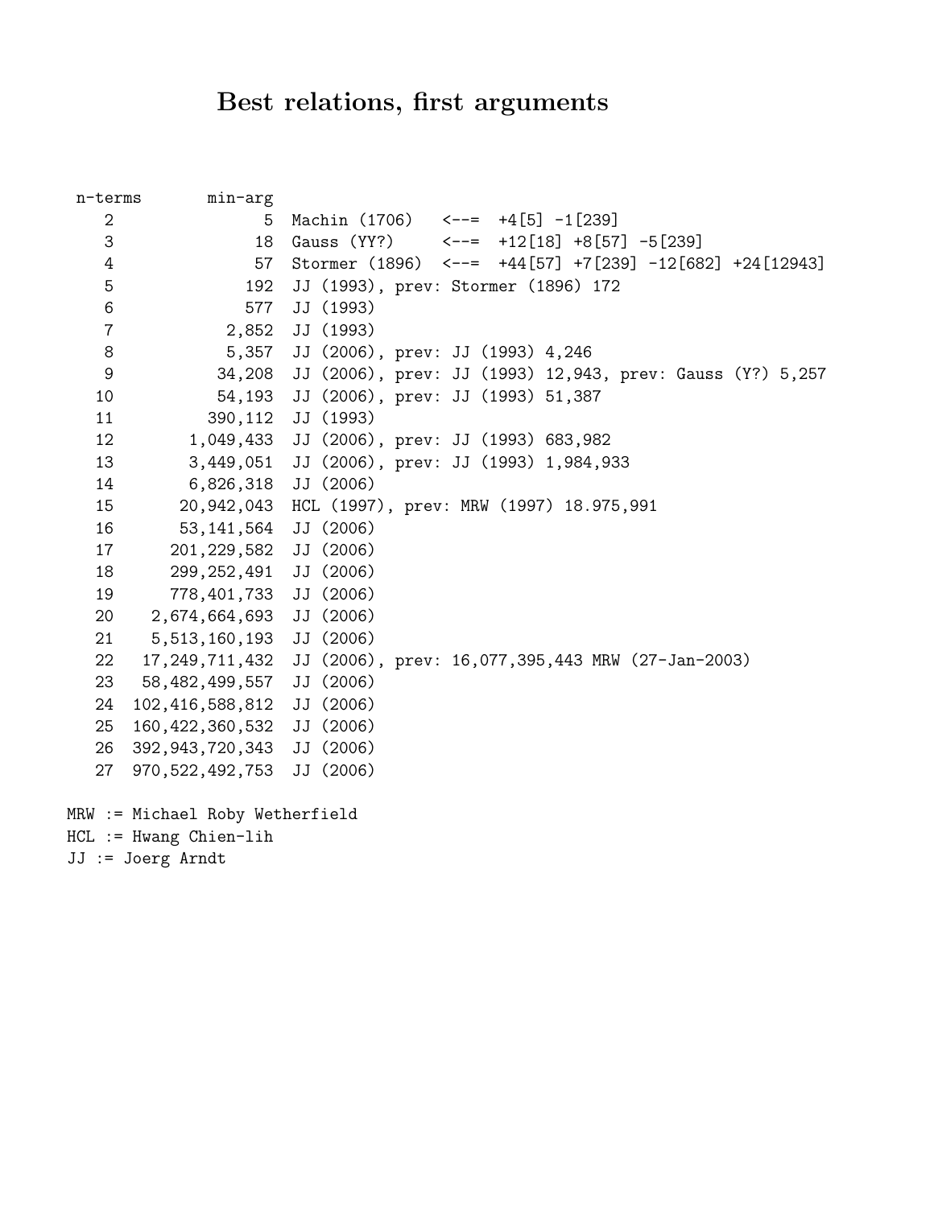# Best relations, first arguments

```
 n-terms        min-arg
    2                 5  Machin (1706)   <--=  +4[5] -1[239]
    3                18  Gauss (YY?)     <--=  +12[18] +8[57] -5[239]
    4                57  Stormer (1896)  <--=  +44[57] +7[239] -12[682] +24[12943]
    5               192  JJ (1993), prev: Stormer (1896) 172
    6               577  JJ (1993)
    7             2,852  JJ (1993)
    8             5,357  JJ (2006), prev: JJ (1993) 4,246
    9            34,208  JJ (2006), prev: JJ (1993) 12,943, prev: Gauss (Y?) 5,257
   10            54,193  JJ (2006), prev: JJ (1993) 51,387
   11           390,112  JJ (1993)
   12         1,049,433  JJ (2006), prev: JJ (1993) 683,982
   13         3,449,051  JJ (2006), prev: JJ (1993) 1,984,933
   14         6,826,318  JJ (2006)
   15        20,942,043  HCL (1997), prev: MRW (1997) 18.975,991
   16        53,141,564  JJ (2006)
   17       201,229,582  JJ (2006)
   18       299,252,491  JJ (2006)
   19       778,401,733  JJ (2006)
   20     2,674,664,693  JJ (2006)
   21     5,513,160,193  JJ (2006)
   22    17,249,711,432  JJ (2006), prev: 16,077,395,443 MRW (27-Jan-2003)
   23    58,482,499,557  JJ (2006)
   24   102,416,588,812  JJ (2006)
   25   160,422,360,532  JJ (2006)
   26   392,943,720,343  JJ (2006)
   27   970,522,492,753  JJ (2006)

MRW := Michael Roby Wetherfield
HCL := Hwang Chien-lih
JJ := Joerg Arndt
```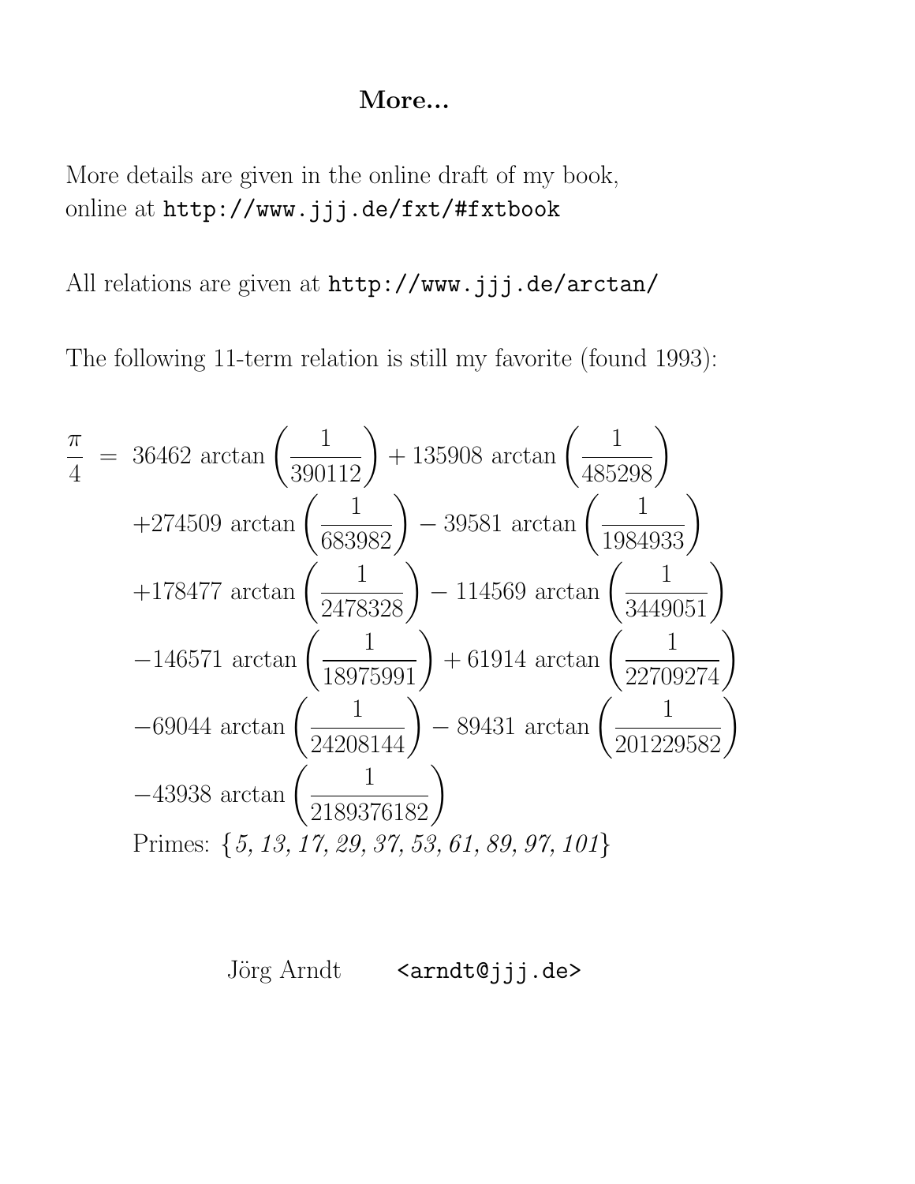## More...

More details are given in the online draft of my book, online at `http://www.jjj.de/fxt/#fxtbook`

All relations are given at `http://www.jjj.de/arctan/`

The following 11-term relation is still my favorite (found 1993):

$$
\begin{aligned}
\frac{\pi}{4} \;=\; & 36462 \arctan\left(\frac{1}{390112}\right) + 135908 \arctan\left(\frac{1}{485298}\right) \\
& +274509 \arctan\left(\frac{1}{683982}\right) - 39581 \arctan\left(\frac{1}{1984933}\right) \\
& +178477 \arctan\left(\frac{1}{2478328}\right) - 114569 \arctan\left(\frac{1}{3449051}\right) \\
& -146571 \arctan\left(\frac{1}{18975991}\right) + 61914 \arctan\left(\frac{1}{22709274}\right) \\
& -69044 \arctan\left(\frac{1}{24208144}\right) - 89431 \arctan\left(\frac{1}{201229582}\right) \\
& -43938 \arctan\left(\frac{1}{2189376182}\right)
\end{aligned}
$$

Primes: $\{5, 13, 17, 29, 37, 53, 61, 89, 97, 101\}$

Jörg Arndt `<arndt@jjj.de>`